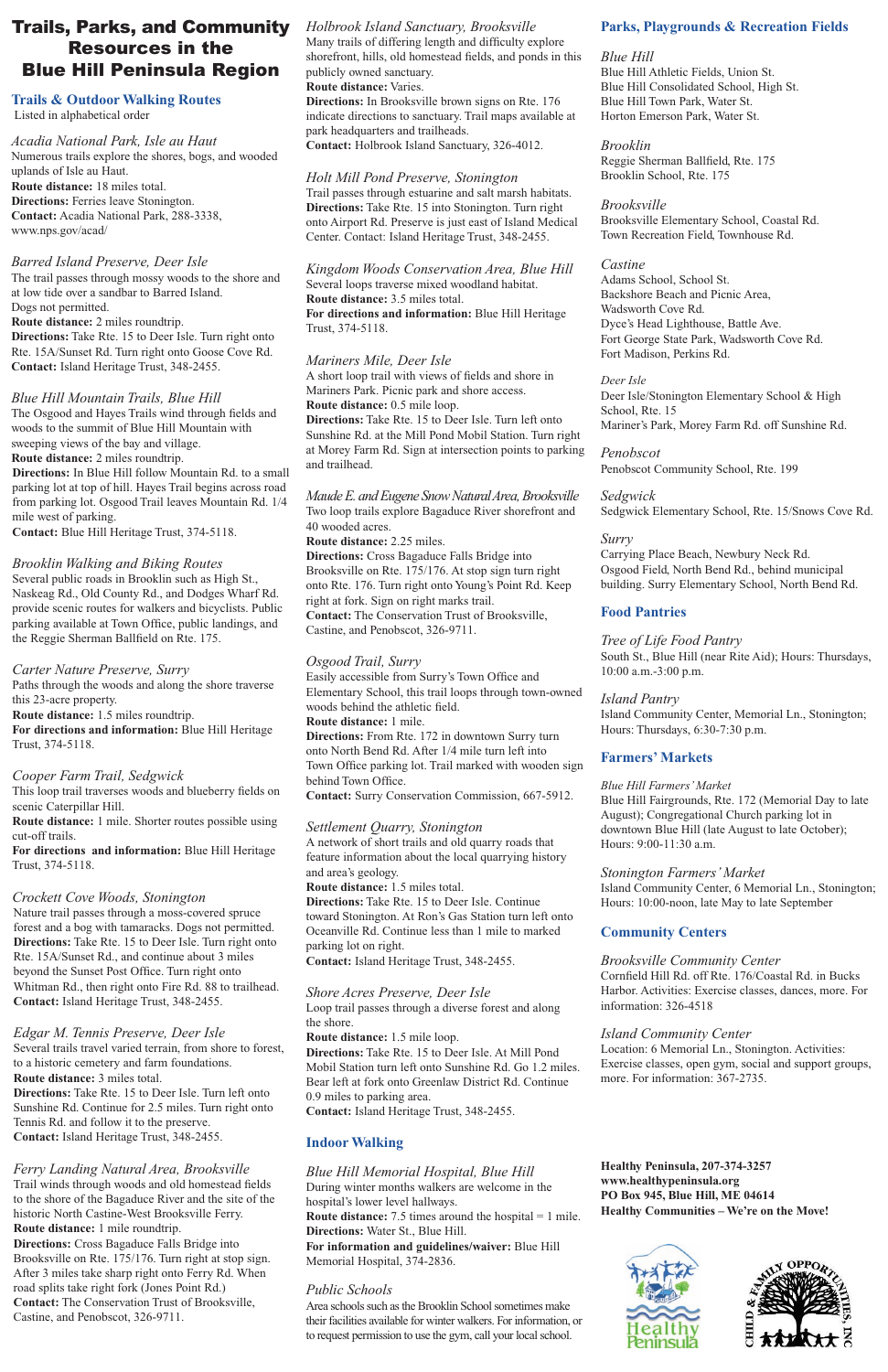# Trails, Parks, and Community Resources in the Blue Hill Peninsula Region

## Trails & Outdoor Walking Routes

Listed in alphabetical order

### *Acadia National Park, Isle au Haut*

Numerous trails explore the shores, bogs, and wooded uplands of Isle au Haut.
**Route distance:** 18 miles total.
**Directions:** Ferries leave Stonington.
**Contact:** Acadia National Park, 288-3338, www.nps.gov/acad/

### *Barred Island Preserve, Deer Isle*

The trail passes through mossy woods to the shore and at low tide across a sandbar to Barred Island.
Dogs not permitted.
**Route distance:** 2 miles roundtrip.
**Directions:** Take Rte. 15 to Deer Isle. Turn right onto Rte. 15A/Sunset Rd. Turn right onto Goose Cove Rd.
**Contact:** Island Heritage Trust, 348-2455.

### *Blue Hill Mountain Trails, Blue Hill*

The Osgood and Hayes Trails wind through fields and woods to the summit of Blue Hill Mountain with sweeping views of the bay and village.
**Route distance:** 2 miles roundtrip.
**Directions:** In Blue Hill follow Mountain Rd. to a small parking lot at top of hill. Hayes Trail begins across road from parking lot. Osgood Trail leaves Mountain Rd. 1/4 mile west of parking.
**Contact:** Blue Hill Heritage Trust, 374-5118.

### *Brooklin Walking and Biking Routes*

Several public roads in Brooklin such as High St., Naskeag Rd., Old County Rd., and Dodges Wharf Rd. provide scenic routes for walkers and bicyclists. Public parking available at Town Office, public landings, and the Reggie Sherman Ballfield on Rte. 175.

### *Carter Nature Preserve, Surry*

Paths through the woods and along the shore traverse this 23-acre property.
**Route distance:** 1.5 miles roundtrip.
**For directions and information:** Blue Hill Heritage Trust, 374-5118.

### *Cooper Farm Trail, Sedgwick*

This loop trail traverses woods and blueberry fields on scenic Caterpillar Hill.
**Route distance:** 1 mile. Shorter routes possible using cut-off trails.
**For directions and information:** Blue Hill Heritage Trust, 374-5118.

### *Crockett Cove Woods, Stonington*

Nature trail passes through a moss-covered spruce forest and a bog with tamaracks. Dogs not permitted.
**Directions:** Take Rte. 15 to Deer Isle. Turn right onto Rte. 15A/Sunset Rd., and continue about 3 miles beyond the Sunset Post Office. Turn right onto Whitman Rd., then right onto Fire Rd. 88 to trailhead.
**Contact:** Island Heritage Trust, 348-2455.

### *Edgar M. Tennis Preserve, Deer Isle*

Several trails travel varied terrain, from shore to forest, to a historic cemetery and farm foundations.
**Route distance:** 3 miles total.
**Directions:** Take Rte. 15 to Deer Isle. Turn left onto Sunshine Rd. Continue for 2.5 miles. Turn right onto Tennis Rd. and follow it to the preserve.
**Contact:** Island Heritage Trust, 348-2455.

### *Ferry Landing Natural Area, Brooksville*

Trail winds through woods and old homestead fields to the shore of the Bagaduce River and the site of the historic North Castine-West Brooksville Ferry.
**Route distance:** 1 mile roundtrip.
**Directions:** Cross Bagaduce Falls Bridge into Brooksville on Rte. 175/176. Turn right at stop sign. After 3 miles take sharp right onto Ferry Rd. When road splits take right fork (Jones Point Rd.)
**Contact:** The Conservation Trust of Brooksville, Castine, and Penobscot, 326-9711.

### *Holbrook Island Sanctuary, Brooksville*

Many trails of differing length and difficulty explore shorefront, hills, old homestead fields, and ponds in this publicly owned sanctuary.
**Route distance:** Varies.
**Directions:** In Brooksville brown signs on Rte. 176 indicate directions to sanctuary. Trail maps available at park headquarters and trailheads.
**Contact:** Holbrook Island Sanctuary, 326-4012.

### *Holt Mill Pond Preserve, Stonington*

Trail passes through estuarine and salt marsh habitats.
**Directions:** Take Rte. 15 into Stonington. Turn right onto Airport Rd. Preserve is just east of Island Medical Center. Contact: Island Heritage Trust, 348-2455.

### *Kingdom Woods Conservation Area, Blue Hill*

Several loops traverse mixed woodland habitat.
**Route distance:** 3.5 miles total.
**For directions and information:** Blue Hill Heritage Trust, 374-5118.

### *Mariners Mile, Deer Isle*

A short loop trail with views of fields and shore in Mariners Park. Picnic park and shore access.
**Route distance:** 0.5 mile loop.
**Directions:** Take Rte. 15 to Deer Isle. Turn left onto Sunshine Rd. at the Mill Pond Mobil Station. Turn right at Morey Farm Rd. Sign at intersection points to parking and trailhead.

### *Maude E. and Eugene Snow Natural Area, Brooksville*

Two loop trails explore Bagaduce River shorefront and 40 wooded acres.
**Route distance:** 2.25 miles.
**Directions:** Cross Bagaduce Falls Bridge into Brooksville on Rte. 175/176. At stop sign turn right onto Rte. 176. Turn right onto Young's Point Rd. Keep right at fork. Sign on right marks trail.
**Contact:** The Conservation Trust of Brooksville, Castine, and Penobscot, 326-9711.

### *Osgood Trail, Surry*

Easily accessible from Surry's Town Office and Elementary School, this trail loops through town-owned woods behind the athletic field.
**Route distance:** 1 mile.
**Directions:** From Rte. 172 in downtown Surry turn onto North Bend Rd. After 1/4 mile turn left into Town Office parking lot. Trail marked with wooden sign behind Town Office.
**Contact:** Surry Conservation Commission, 667-5912.

### *Settlement Quarry, Stonington*

A network of short trails and old quarry roads that feature information about the local quarrying history and area's geology.
**Route distance:** 1.5 miles total.
**Directions:** Take Rte. 15 to Deer Isle. Continue toward Stonington. At Ron's Gas Station turn left onto Oceanville Rd. Continue less than 1 mile to marked parking lot on right.
**Contact:** Island Heritage Trust, 348-2455.

### *Shore Acres Preserve, Deer Isle*

Loop trail passes through a diverse forest and along the shore.
**Route distance:** 1.5 mile loop.
**Directions:** Take Rte. 15 to Deer Isle. At Mill Pond Mobil Station turn left onto Sunshine Rd. Go 1.2 miles. Bear left at fork onto Greenlaw District Rd. Continue 0.9 miles to parking area.
**Contact:** Island Heritage Trust, 348-2455.

## Indoor Walking

### *Blue Hill Memorial Hospital, Blue Hill*

During winter months walkers are welcome in the hospital's lower level hallways.
**Route distance:** 7.5 times around the hospital = 1 mile.
**Directions:** Water St., Blue Hill.
**For information and guidelines/waiver:** Blue Hill Memorial Hospital, 374-2836.

### *Public Schools*

Area schools such as the Brooklin School sometimes make their facilities available for winter walkers. For information, or to request permission to use the gym, call your local school.

## Parks, Playgrounds & Recreation Fields

### *Blue Hill*

Blue Hill Athletic Fields, Union St.
Blue Hill Consolidated School, High St.
Blue Hill Town Park, Water St.
Horton Emerson Park, Water St.

### *Brooklin*

Reggie Sherman Ballfield, Rte. 175
Brooklin School, Rte. 175

### *Brooksville*

Brooksville Elementary School, Coastal Rd.
Town Recreation Field, Townhouse Rd.

### *Castine*

Adams School, School St.
Backshore Beach and Picnic Area, Wadsworth Cove Rd.
Dyce's Head Lighthouse, Battle Ave.
Fort George State Park, Wadsworth Cove Rd.
Fort Madison, Perkins Rd.

### *Deer Isle*

Deer Isle/Stonington Elementary School & High School, Rte. 15
Mariner's Park, Morey Farm Rd. off Sunshine Rd.

### *Penobscot*

Penobscot Community School, Rte. 199

### *Sedgwick*

Sedgwick Elementary School, Rte. 15/Snows Cove Rd.

### *Surry*

Carrying Place Beach, Newbury Neck Rd.
Osgood Field, North Bend Rd., behind municipal building. Surry Elementary School, North Bend Rd.

## Food Pantries

### *Tree of Life Food Pantry*

South St., Blue Hill (near Rite Aid); Hours: Thursdays, 10:00 a.m.-3:00 p.m.

### *Island Pantry*

Island Community Center, Memorial Ln., Stonington; Hours: Thursdays, 6:30-7:30 p.m.

## Farmers' Markets

### *Blue Hill Farmers' Market*

Blue Hill Fairgrounds, Rte. 172 (Memorial Day to late August); Congregational Church parking lot in downtown Blue Hill (late August to late October); Hours: 9:00-11:30 a.m.

### *Stonington Farmers' Market*

Island Community Center, 6 Memorial Ln., Stonington; Hours: 10:00-noon, late May to late September

## Community Centers

### *Brooksville Community Center*

Cornfield Hill Rd. off Rte. 176/Coastal Rd. in Bucks Harbor. Activities: Exercise classes, dances, more. For information: 326-4518

### *Island Community Center*

Location: 6 Memorial Ln., Stonington. Activities: Exercise classes, open gym, social and support groups, more. For information: 367-2735.

**Healthy Peninsula, 207-374-3257**
**www.healthypeninsula.org**
**PO Box 945, Blue Hill, ME 04614**
**Healthy Communities – We're on the Move!**

Healthy Peninsula

CHILD & FAMILY OPPORTUNITIES, INC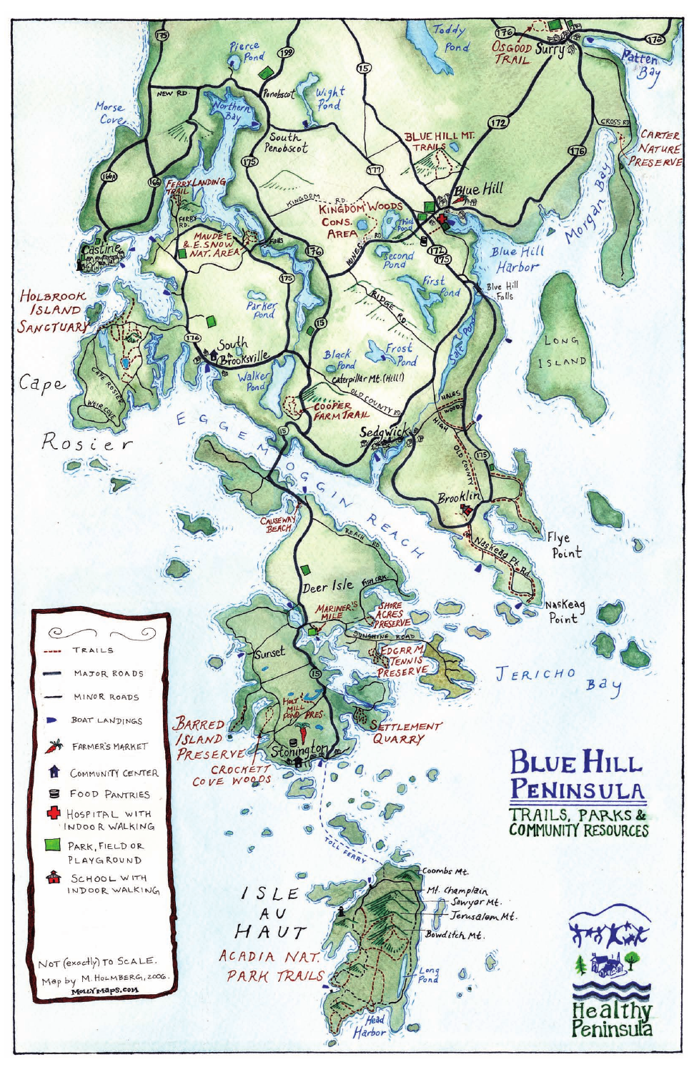# BLUE HILL PENINSULA

## TRAILS, PARKS & COMMUNITY RESOURCES

- TRAILS
- MAJOR ROADS
- MINOR ROADS
- BOAT LANDINGS
- FARMER'S MARKET
- COMMUNITY CENTER
- FOOD PANTRIES
- HOSPITAL WITH INDOOR WALKING
- PARK, FIELD OR PLAYGROUND
- SCHOOL WITH INDOOR WALKING

NOT (exactly) TO SCALE.
Map by M. HOLMBERG, 2006.
MOLLYMAPS.COM

Healthy Peninsula

Pierce Pond
Toddy Pond
OSGOOD TRAIL
Surry
Patten Bay
Morse Cove
NEW RD.
Northern Bay
Penobscot
Wight Pond
South Penobscot
BLUE HILL MT. TRAILS
CROSS RD
CARTER NATURE PRESERVE
FERRY LANDING TRAIL
FERRY RD.
KINGDOM RD.
KINGDOM WOODS CONS. AREA
Blue Hill
Morgan Bay
Castine
MAUDE E. & E. SNOW NAT. AREA
Falls
Third Pond
Second Pond
MINES RD.
Blue Hill Harbor
First Pond
Blue Hill Falls
HOLBROOK ISLAND SANCTUARY
Parker Pond
RIDGE RD.
Salt Pond
LONG ISLAND
South Brooksville
Black Pond
Frost Pond
Walker Pond
Caterpillar Mt. (Hill!)
Cape Rosier
CAPE ROSIER RD
WEIR COVE
OLD COUNTY RD
HALES WOODS
HIGH
COOPER FARM TRAIL
Sedgwick
EGGEMOGGIN REACH
OLD COUNTY
Brooklin
Flye Point
CAUSEWAY BEACH
REACH RD.
Naskeag Pt. Rd.
Deer Isle
FISH CRK.
Naskeag Point
MARINER'S MILE
SHORE ACRES PRESERVE
SUNSHINE ROAD
EDGAR M. TENNIS PRESERVE
Sunset
JERICHO Bay
HOLT MILL POND PRES.
BARRED ISLAND PRESERVE
SETTLEMENT QUARRY
Stonington
CROCKETT COVE WOODS
TOLL FERRY
Coombs Mt.
Mt. Champlain
Sawyer Mt.
Jerusalem Mt.
Bowditch Mt.
ISLE AU HAUT
ACADIA NAT. PARK TRAILS
Long Pond
Head Harbor

175, 199, 15, 176, 172, 177, 166, 166A